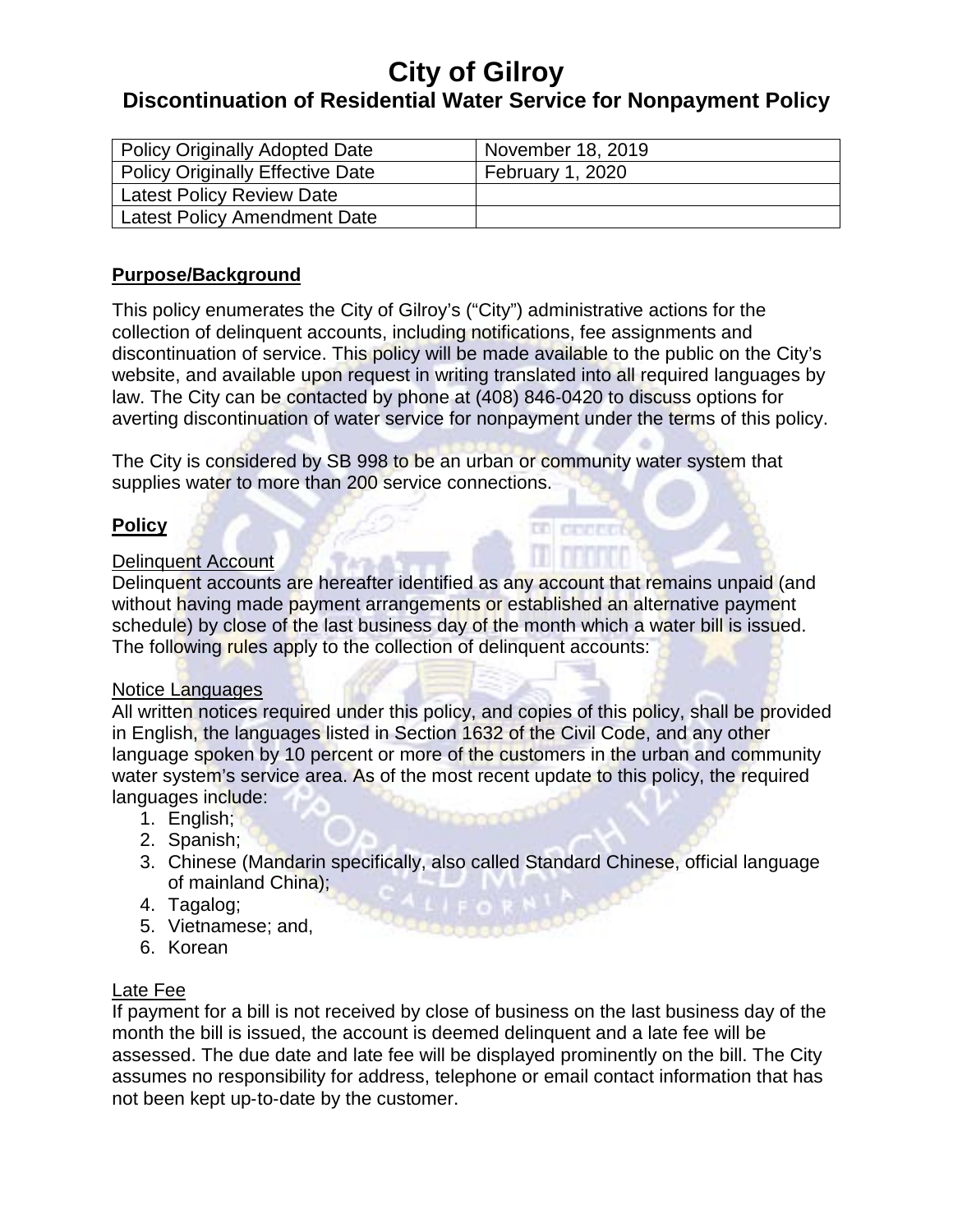# City of Gilroy

## Discontinuation of Residential Water Service for Nonpayment Policy

| Policy Originally Adopted Date | November 18, 2019 |
|---|---|
| Policy Originally Effective Date | February 1, 2020 |
| Latest Policy Review Date | |
| Latest Policy Amendment Date | |

### Purpose/Background

This policy enumerates the City of Gilroy's ("City") administrative actions for the collection of delinquent accounts, including notifications, fee assignments and discontinuation of service. This policy will be made available to the public on the City's website, and available upon request in writing translated into all required languages by law. The City can be contacted by phone at (408) 846-0420 to discuss options for averting discontinuation of water service for nonpayment under the terms of this policy.

The City is considered by SB 998 to be an urban or community water system that supplies water to more than 200 service connections.

### Policy

#### Delinquent Account

Delinquent accounts are hereafter identified as any account that remains unpaid (and without having made payment arrangements or established an alternative payment schedule) by close of the last business day of the month which a water bill is issued. The following rules apply to the collection of delinquent accounts:

#### Notice Languages

All written notices required under this policy, and copies of this policy, shall be provided in English, the languages listed in Section 1632 of the Civil Code, and any other language spoken by 10 percent or more of the customers in the urban and community water system's service area. As of the most recent update to this policy, the required languages include:

1. English;
2. Spanish;
3. Chinese (Mandarin specifically, also called Standard Chinese, official language of mainland China);
4. Tagalog;
5. Vietnamese; and,
6. Korean

#### Late Fee

If payment for a bill is not received by close of business on the last business day of the month the bill is issued, the account is deemed delinquent and a late fee will be assessed. The due date and late fee will be displayed prominently on the bill. The City assumes no responsibility for address, telephone or email contact information that has not been kept up-to-date by the customer.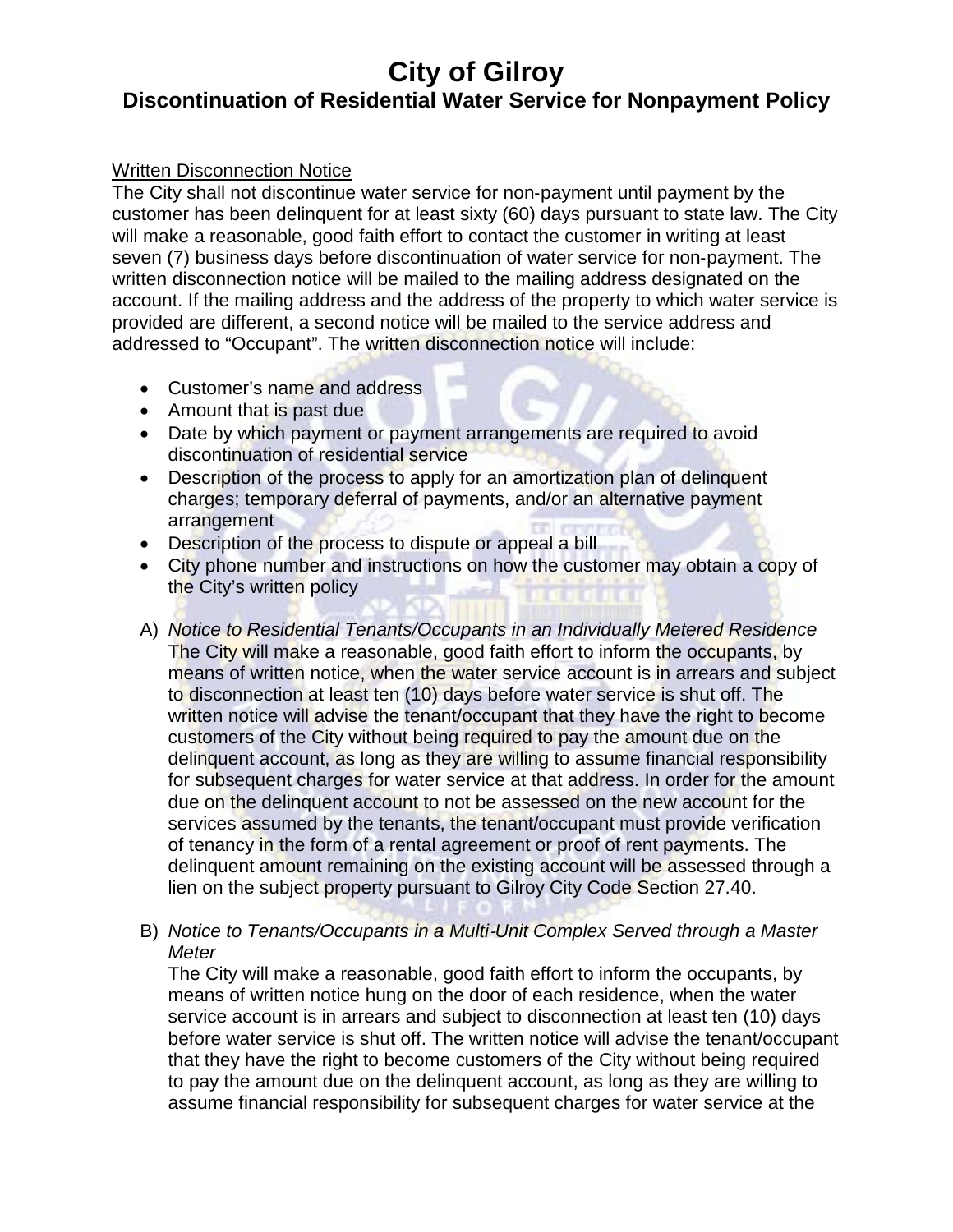# City of Gilroy

## Discontinuation of Residential Water Service for Nonpayment Policy

Written Disconnection Notice

The City shall not discontinue water service for non-payment until payment by the customer has been delinquent for at least sixty (60) days pursuant to state law. The City will make a reasonable, good faith effort to contact the customer in writing at least seven (7) business days before discontinuation of water service for non-payment. The written disconnection notice will be mailed to the mailing address designated on the account. If the mailing address and the address of the property to which water service is provided are different, a second notice will be mailed to the service address and addressed to "Occupant". The written disconnection notice will include:

- Customer's name and address
- Amount that is past due
- Date by which payment or payment arrangements are required to avoid discontinuation of residential service
- Description of the process to apply for an amortization plan of delinquent charges; temporary deferral of payments, and/or an alternative payment arrangement
- Description of the process to dispute or appeal a bill
- City phone number and instructions on how the customer may obtain a copy of the City's written policy

A) *Notice to Residential Tenants/Occupants in an Individually Metered Residence*
The City will make a reasonable, good faith effort to inform the occupants, by means of written notice, when the water service account is in arrears and subject to disconnection at least ten (10) days before water service is shut off. The written notice will advise the tenant/occupant that they have the right to become customers of the City without being required to pay the amount due on the delinquent account, as long as they are willing to assume financial responsibility for subsequent charges for water service at that address. In order for the amount due on the delinquent account to not be assessed on the new account for the services assumed by the tenants, the tenant/occupant must provide verification of tenancy in the form of a rental agreement or proof of rent payments. The delinquent amount remaining on the existing account will be assessed through a lien on the subject property pursuant to Gilroy City Code Section 27.40.

B) *Notice to Tenants/Occupants in a Multi-Unit Complex Served through a Master Meter*
The City will make a reasonable, good faith effort to inform the occupants, by means of written notice hung on the door of each residence, when the water service account is in arrears and subject to disconnection at least ten (10) days before water service is shut off. The written notice will advise the tenant/occupant that they have the right to become customers of the City without being required to pay the amount due on the delinquent account, as long as they are willing to assume financial responsibility for subsequent charges for water service at the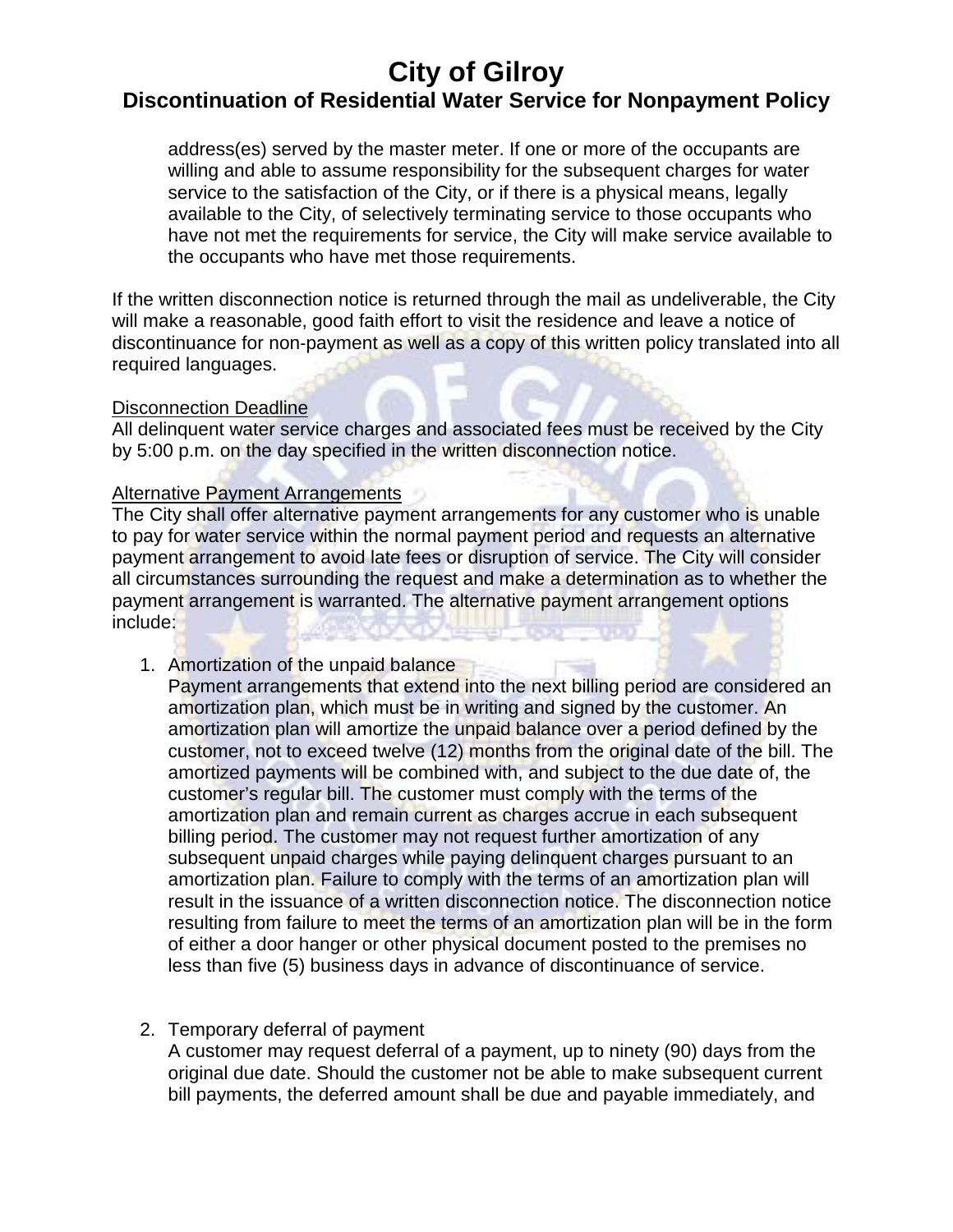address(es) served by the master meter. If one or more of the occupants are willing and able to assume responsibility for the subsequent charges for water service to the satisfaction of the City, or if there is a physical means, legally available to the City, of selectively terminating service to those occupants who have not met the requirements for service, the City will make service available to the occupants who have met those requirements.

If the written disconnection notice is returned through the mail as undeliverable, the City will make a reasonable, good faith effort to visit the residence and leave a notice of discontinuance for non-payment as well as a copy of this written policy translated into all required languages.

<u>Disconnection Deadline</u>
All delinquent water service charges and associated fees must be received by the City by 5:00 p.m. on the day specified in the written disconnection notice.

<u>Alternative Payment Arrangements</u>
The City shall offer alternative payment arrangements for any customer who is unable to pay for water service within the normal payment period and requests an alternative payment arrangement to avoid late fees or disruption of service. The City will consider all circumstances surrounding the request and make a determination as to whether the payment arrangement is warranted. The alternative payment arrangement options include:

1. Amortization of the unpaid balance
   Payment arrangements that extend into the next billing period are considered an amortization plan, which must be in writing and signed by the customer. An amortization plan will amortize the unpaid balance over a period defined by the customer, not to exceed twelve (12) months from the original date of the bill. The amortized payments will be combined with, and subject to the due date of, the customer's regular bill. The customer must comply with the terms of the amortization plan and remain current as charges accrue in each subsequent billing period. The customer may not request further amortization of any subsequent unpaid charges while paying delinquent charges pursuant to an amortization plan. Failure to comply with the terms of an amortization plan will result in the issuance of a written disconnection notice. The disconnection notice resulting from failure to meet the terms of an amortization plan will be in the form of either a door hanger or other physical document posted to the premises no less than five (5) business days in advance of discontinuance of service.

2. Temporary deferral of payment
   A customer may request deferral of a payment, up to ninety (90) days from the original due date. Should the customer not be able to make subsequent current bill payments, the deferred amount shall be due and payable immediately, and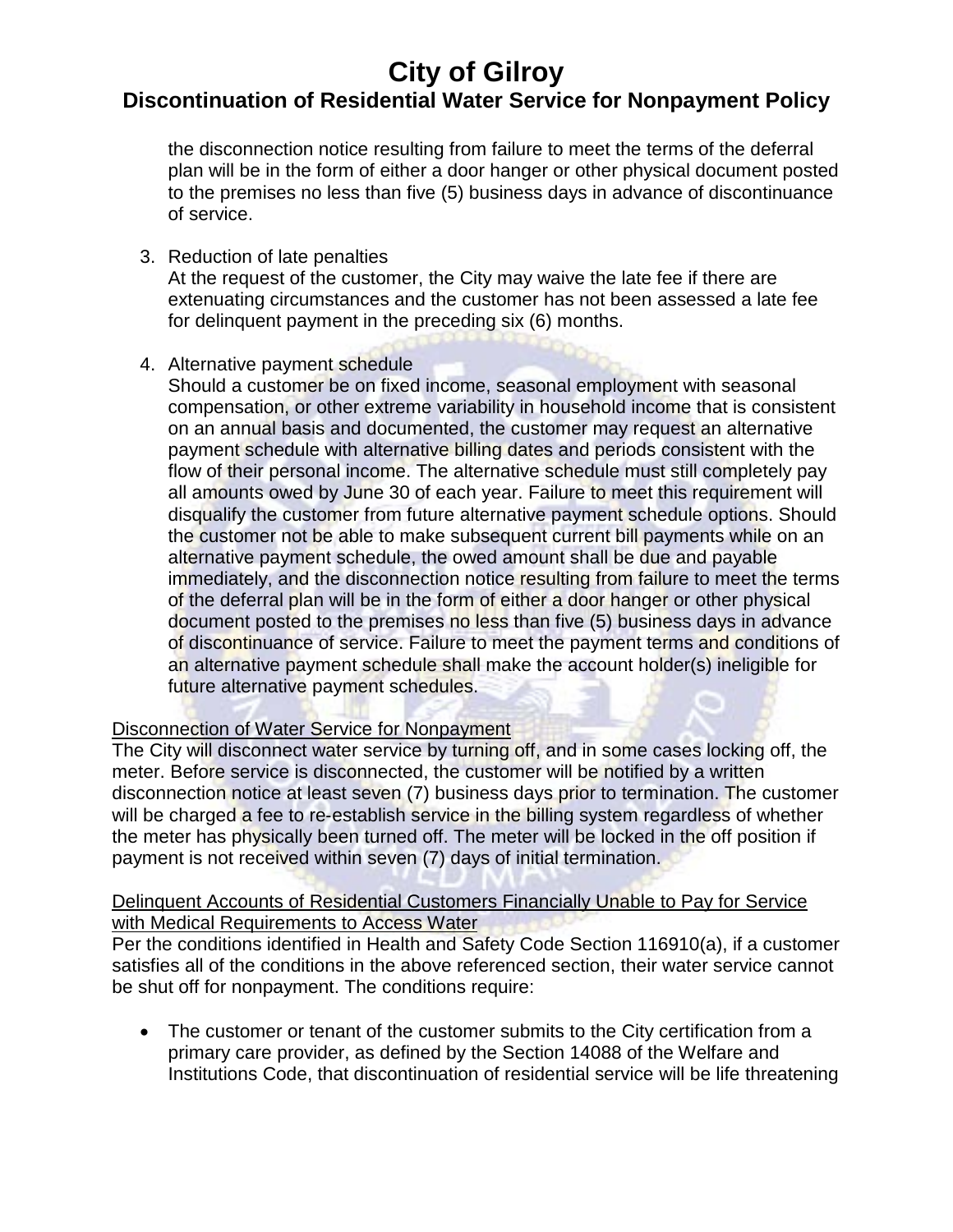the disconnection notice resulting from failure to meet the terms of the deferral plan will be in the form of either a door hanger or other physical document posted to the premises no less than five (5) business days in advance of discontinuance of service.

3. Reduction of late penalties
   At the request of the customer, the City may waive the late fee if there are extenuating circumstances and the customer has not been assessed a late fee for delinquent payment in the preceding six (6) months.

4. Alternative payment schedule
   Should a customer be on fixed income, seasonal employment with seasonal compensation, or other extreme variability in household income that is consistent on an annual basis and documented, the customer may request an alternative payment schedule with alternative billing dates and periods consistent with the flow of their personal income. The alternative schedule must still completely pay all amounts owed by June 30 of each year. Failure to meet this requirement will disqualify the customer from future alternative payment schedule options. Should the customer not be able to make subsequent current bill payments while on an alternative payment schedule, the owed amount shall be due and payable immediately, and the disconnection notice resulting from failure to meet the terms of the deferral plan will be in the form of either a door hanger or other physical document posted to the premises no less than five (5) business days in advance of discontinuance of service. Failure to meet the payment terms and conditions of an alternative payment schedule shall make the account holder(s) ineligible for future alternative payment schedules.

<u>Disconnection of Water Service for Nonpayment</u>

The City will disconnect water service by turning off, and in some cases locking off, the meter. Before service is disconnected, the customer will be notified by a written disconnection notice at least seven (7) business days prior to termination. The customer will be charged a fee to re-establish service in the billing system regardless of whether the meter has physically been turned off. The meter will be locked in the off position if payment is not received within seven (7) days of initial termination.

<u>Delinquent Accounts of Residential Customers Financially Unable to Pay for Service with Medical Requirements to Access Water</u>

Per the conditions identified in Health and Safety Code Section 116910(a), if a customer satisfies all of the conditions in the above referenced section, their water service cannot be shut off for nonpayment. The conditions require:

- The customer or tenant of the customer submits to the City certification from a primary care provider, as defined by the Section 14088 of the Welfare and Institutions Code, that discontinuation of residential service will be life threatening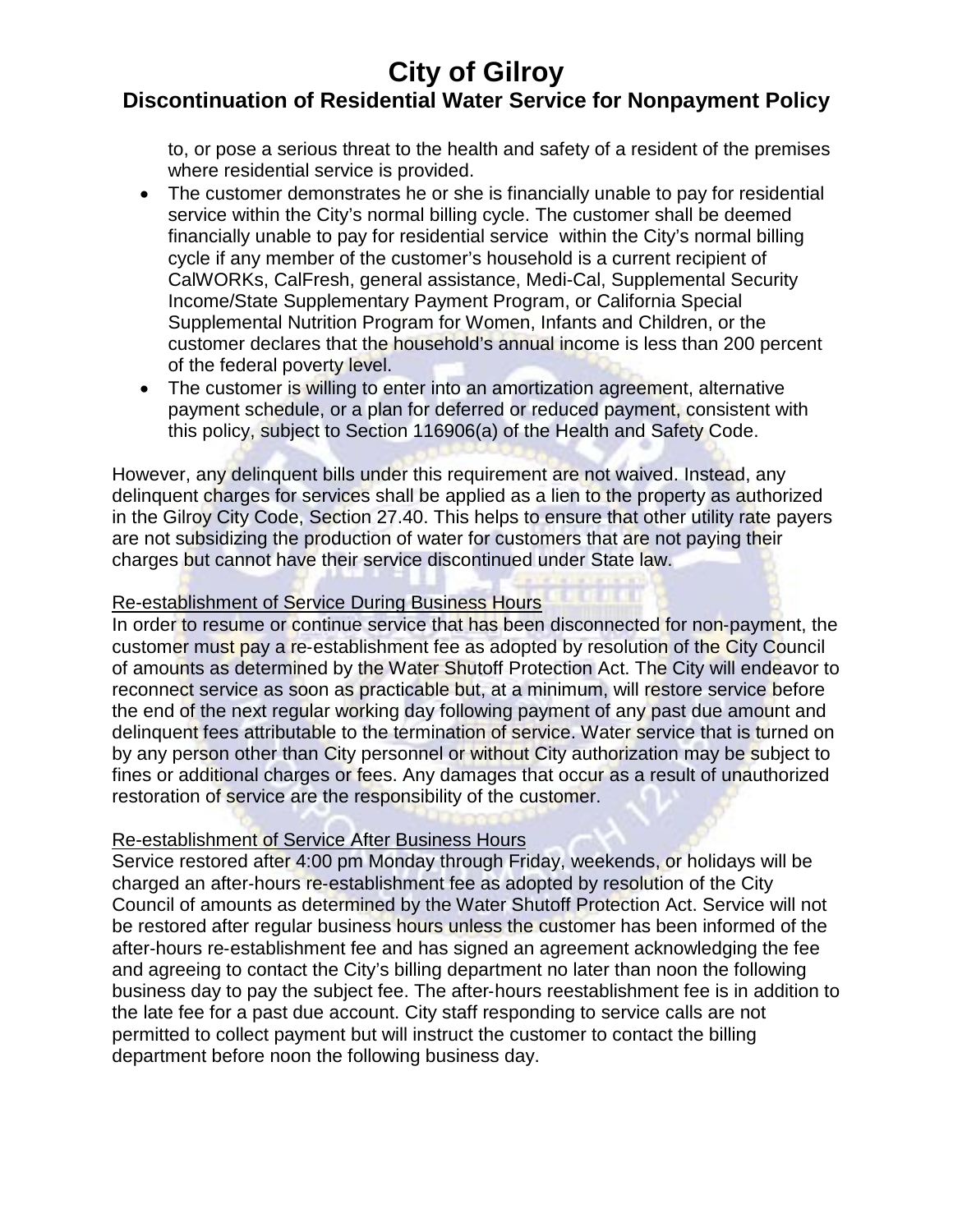to, or pose a serious threat to the health and safety of a resident of the premises where residential service is provided.

- The customer demonstrates he or she is financially unable to pay for residential service within the City's normal billing cycle. The customer shall be deemed financially unable to pay for residential service within the City's normal billing cycle if any member of the customer's household is a current recipient of CalWORKs, CalFresh, general assistance, Medi-Cal, Supplemental Security Income/State Supplementary Payment Program, or California Special Supplemental Nutrition Program for Women, Infants and Children, or the customer declares that the household's annual income is less than 200 percent of the federal poverty level.
- The customer is willing to enter into an amortization agreement, alternative payment schedule, or a plan for deferred or reduced payment, consistent with this policy, subject to Section 116906(a) of the Health and Safety Code.

However, any delinquent bills under this requirement are not waived. Instead, any delinquent charges for services shall be applied as a lien to the property as authorized in the Gilroy City Code, Section 27.40. This helps to ensure that other utility rate payers are not subsidizing the production of water for customers that are not paying their charges but cannot have their service discontinued under State law.

<u>Re-establishment of Service During Business Hours</u>

In order to resume or continue service that has been disconnected for non-payment, the customer must pay a re-establishment fee as adopted by resolution of the City Council of amounts as determined by the Water Shutoff Protection Act. The City will endeavor to reconnect service as soon as practicable but, at a minimum, will restore service before the end of the next regular working day following payment of any past due amount and delinquent fees attributable to the termination of service. Water service that is turned on by any person other than City personnel or without City authorization may be subject to fines or additional charges or fees. Any damages that occur as a result of unauthorized restoration of service are the responsibility of the customer.

<u>Re-establishment of Service After Business Hours</u>

Service restored after 4:00 pm Monday through Friday, weekends, or holidays will be charged an after-hours re-establishment fee as adopted by resolution of the City Council of amounts as determined by the Water Shutoff Protection Act. Service will not be restored after regular business hours unless the customer has been informed of the after-hours re-establishment fee and has signed an agreement acknowledging the fee and agreeing to contact the City's billing department no later than noon the following business day to pay the subject fee. The after-hours reestablishment fee is in addition to the late fee for a past due account. City staff responding to service calls are not permitted to collect payment but will instruct the customer to contact the billing department before noon the following business day.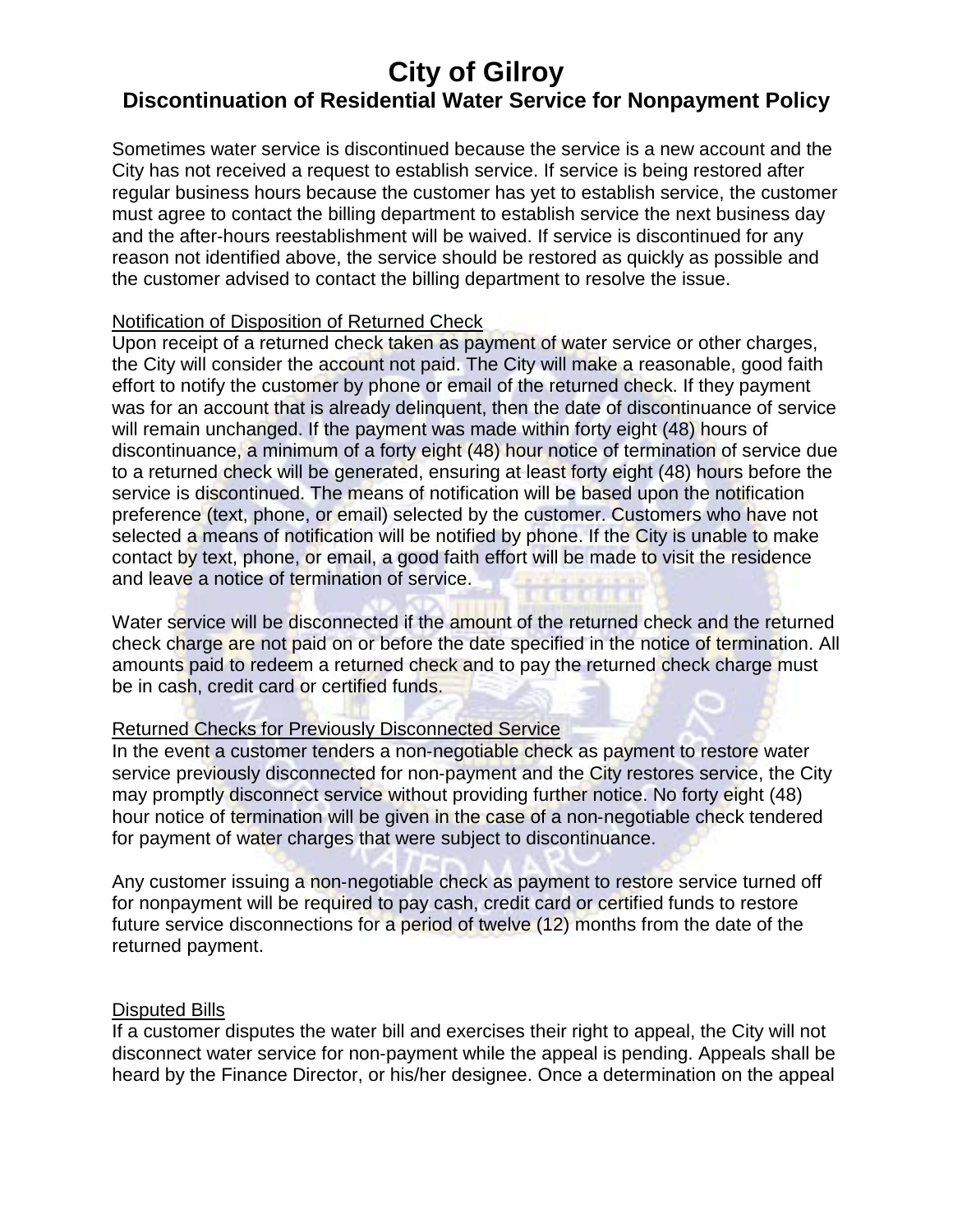# City of Gilroy

## Discontinuation of Residential Water Service for Nonpayment Policy

Sometimes water service is discontinued because the service is a new account and the City has not received a request to establish service. If service is being restored after regular business hours because the customer has yet to establish service, the customer must agree to contact the billing department to establish service the next business day and the after-hours reestablishment will be waived. If service is discontinued for any reason not identified above, the service should be restored as quickly as possible and the customer advised to contact the billing department to resolve the issue.

Notification of Disposition of Returned Check

Upon receipt of a returned check taken as payment of water service or other charges, the City will consider the account not paid. The City will make a reasonable, good faith effort to notify the customer by phone or email of the returned check. If they payment was for an account that is already delinquent, then the date of discontinuance of service will remain unchanged. If the payment was made within forty eight (48) hours of discontinuance, a minimum of a forty eight (48) hour notice of termination of service due to a returned check will be generated, ensuring at least forty eight (48) hours before the service is discontinued. The means of notification will be based upon the notification preference (text, phone, or email) selected by the customer. Customers who have not selected a means of notification will be notified by phone. If the City is unable to make contact by text, phone, or email, a good faith effort will be made to visit the residence and leave a notice of termination of service.

Water service will be disconnected if the amount of the returned check and the returned check charge are not paid on or before the date specified in the notice of termination. All amounts paid to redeem a returned check and to pay the returned check charge must be in cash, credit card or certified funds.

Returned Checks for Previously Disconnected Service

In the event a customer tenders a non-negotiable check as payment to restore water service previously disconnected for non-payment and the City restores service, the City may promptly disconnect service without providing further notice. No forty eight (48) hour notice of termination will be given in the case of a non-negotiable check tendered for payment of water charges that were subject to discontinuance.

Any customer issuing a non-negotiable check as payment to restore service turned off for nonpayment will be required to pay cash, credit card or certified funds to restore future service disconnections for a period of twelve (12) months from the date of the returned payment.

Disputed Bills

If a customer disputes the water bill and exercises their right to appeal, the City will not disconnect water service for non-payment while the appeal is pending. Appeals shall be heard by the Finance Director, or his/her designee. Once a determination on the appeal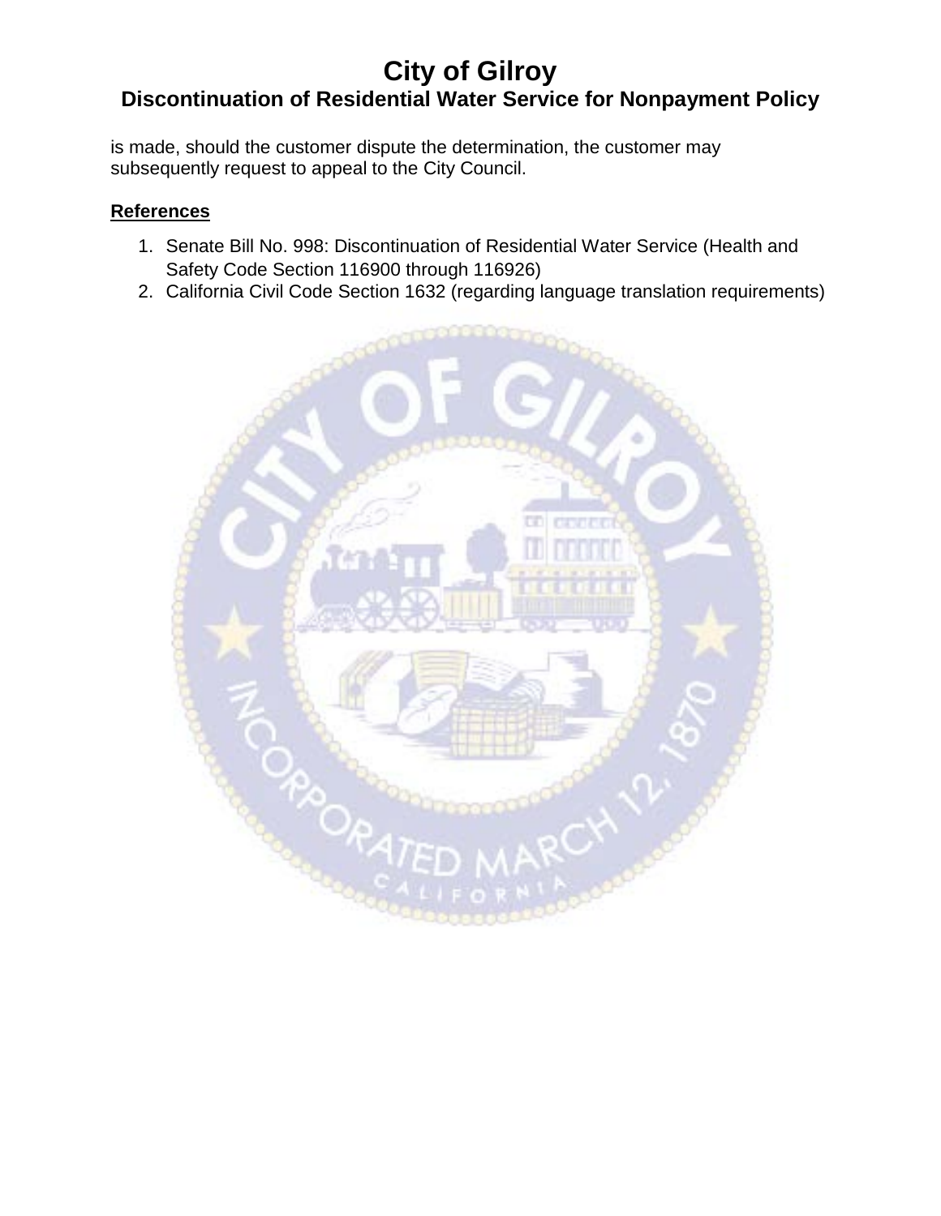is made, should the customer dispute the determination, the customer may subsequently request to appeal to the City Council.

**References**

1. Senate Bill No. 998: Discontinuation of Residential Water Service (Health and Safety Code Section 116900 through 116926)
2. California Civil Code Section 1632 (regarding language translation requirements)